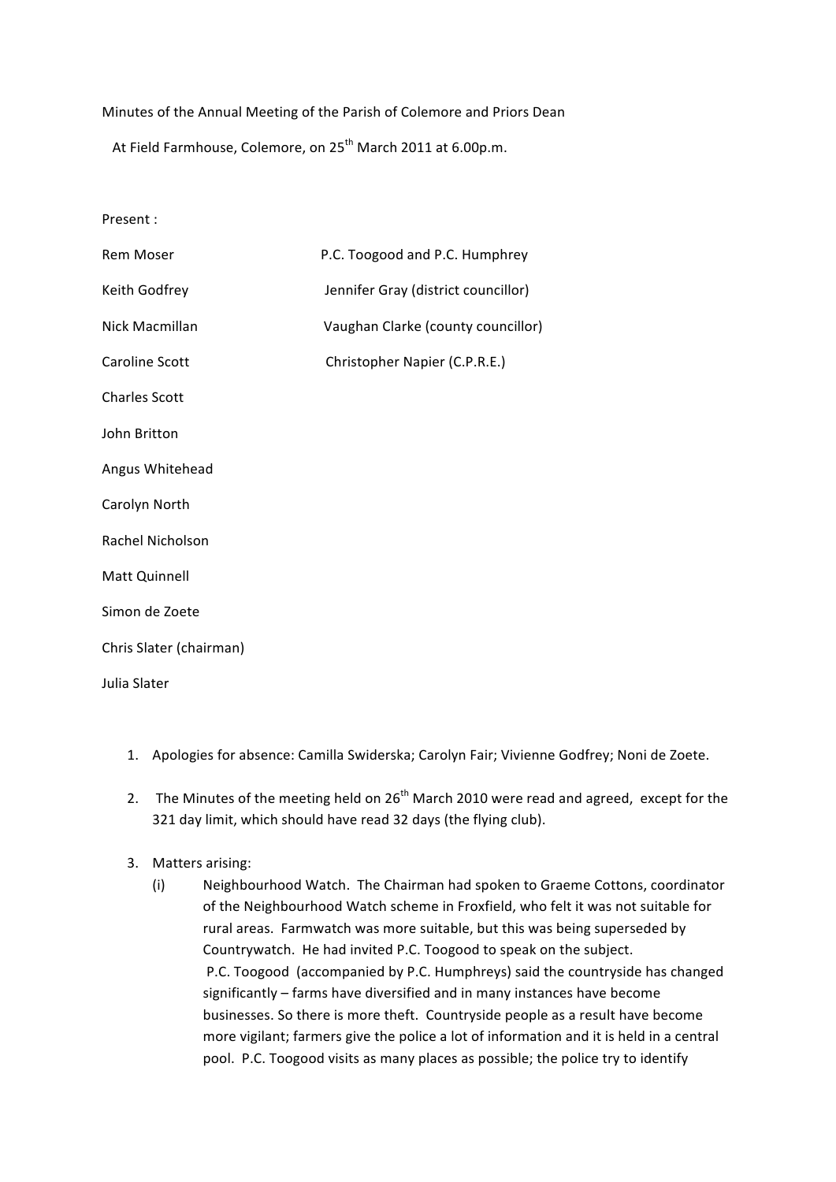Minutes of the Annual Meeting of the Parish of Colemore and Priors Dean

At Field Farmhouse, Colemore, on 25th March 2011 at 6.00p.m.

Present :

| | |
|---|---|
| Rem Moser | P.C. Toogood and P.C. Humphrey |
| Keith Godfrey | Jennifer Gray (district councillor) |
| Nick Macmillan | Vaughan Clarke (county councillor) |
| Caroline Scott | Christopher Napier (C.P.R.E.) |
| Charles Scott | |
| John Britton | |
| Angus Whitehead | |
| Carolyn North | |
| Rachel Nicholson | |
| Matt Quinnell | |
| Simon de Zoete | |
| Chris Slater (chairman) | |
| Julia Slater | |

1. Apologies for absence: Camilla Swiderska; Carolyn Fair; Vivienne Godfrey; Noni de Zoete.

2. The Minutes of the meeting held on 26th March 2010 were read and agreed, except for the 321 day limit, which should have read 32 days (the flying club).

3. Matters arising:
   (i) Neighbourhood Watch. The Chairman had spoken to Graeme Cottons, coordinator of the Neighbourhood Watch scheme in Froxfield, who felt it was not suitable for rural areas. Farmwatch was more suitable, but this was being superseded by Countrywatch. He had invited P.C. Toogood to speak on the subject.
   P.C. Toogood (accompanied by P.C. Humphreys) said the countryside has changed significantly – farms have diversified and in many instances have become businesses. So there is more theft. Countryside people as a result have become more vigilant; farmers give the police a lot of information and it is held in a central pool. P.C. Toogood visits as many places as possible; the police try to identify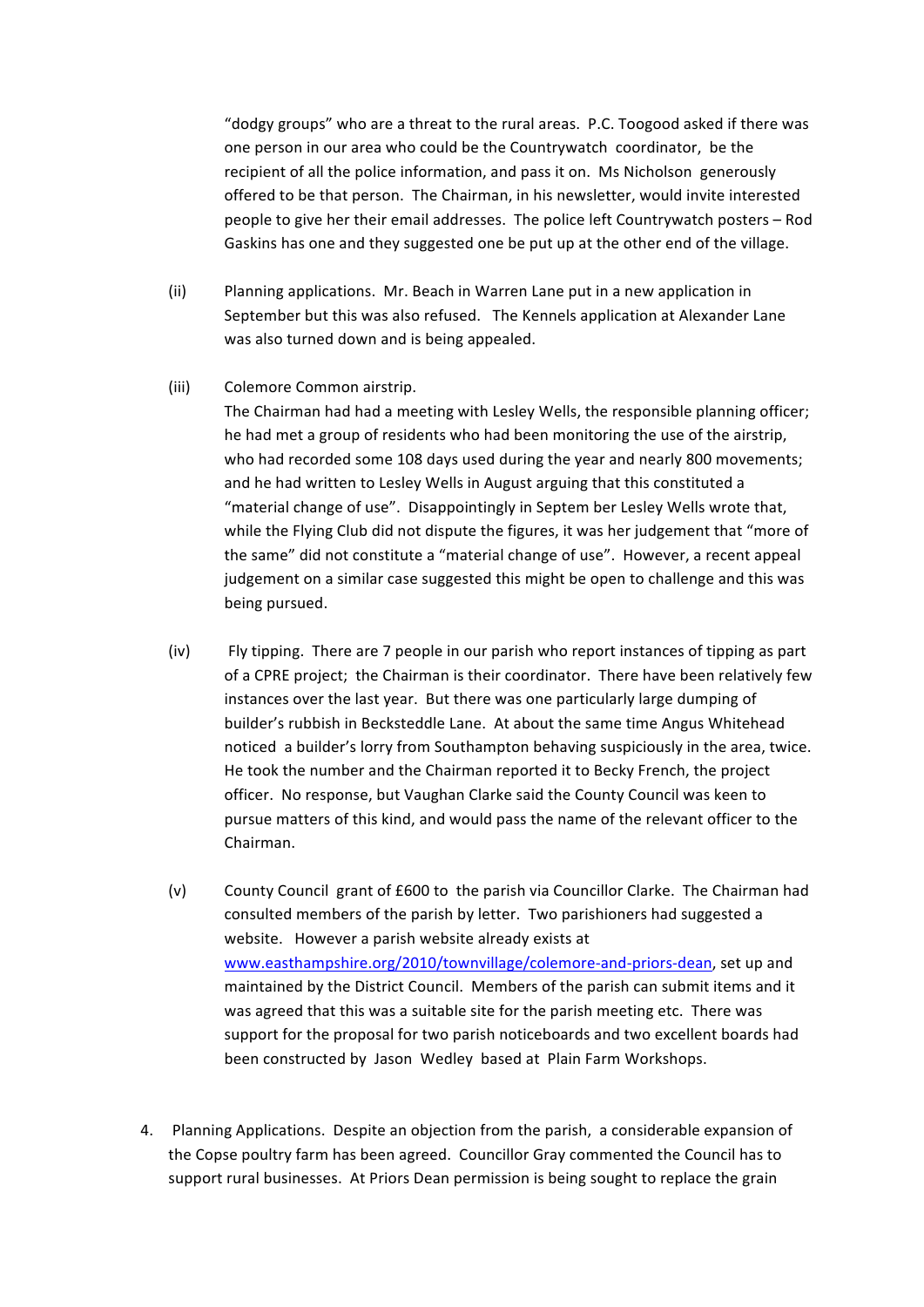"dodgy groups" who are a threat to the rural areas. P.C. Toogood asked if there was one person in our area who could be the Countrywatch coordinator, be the recipient of all the police information, and pass it on. Ms Nicholson generously offered to be that person. The Chairman, in his newsletter, would invite interested people to give her their email addresses. The police left Countrywatch posters – Rod Gaskins has one and they suggested one be put up at the other end of the village.

(ii) Planning applications. Mr. Beach in Warren Lane put in a new application in September but this was also refused. The Kennels application at Alexander Lane was also turned down and is being appealed.

(iii) Colemore Common airstrip.
The Chairman had had a meeting with Lesley Wells, the responsible planning officer; he had met a group of residents who had been monitoring the use of the airstrip, who had recorded some 108 days used during the year and nearly 800 movements; and he had written to Lesley Wells in August arguing that this constituted a "material change of use". Disappointingly in Septem ber Lesley Wells wrote that, while the Flying Club did not dispute the figures, it was her judgement that "more of the same" did not constitute a "material change of use". However, a recent appeal judgement on a similar case suggested this might be open to challenge and this was being pursued.

(iv) Fly tipping. There are 7 people in our parish who report instances of tipping as part of a CPRE project; the Chairman is their coordinator. There have been relatively few instances over the last year. But there was one particularly large dumping of builder's rubbish in Becksteddle Lane. At about the same time Angus Whitehead noticed a builder's lorry from Southampton behaving suspiciously in the area, twice. He took the number and the Chairman reported it to Becky French, the project officer. No response, but Vaughan Clarke said the County Council was keen to pursue matters of this kind, and would pass the name of the relevant officer to the Chairman.

(v) County Council grant of £600 to the parish via Councillor Clarke. The Chairman had consulted members of the parish by letter. Two parishioners had suggested a website. However a parish website already exists at [www.easthampshire.org/2010/townvillage/colemore-and-priors-dean](www.easthampshire.org/2010/townvillage/colemore-and-priors-dean), set up and maintained by the District Council. Members of the parish can submit items and it was agreed that this was a suitable site for the parish meeting etc. There was support for the proposal for two parish noticeboards and two excellent boards had been constructed by Jason Wedley based at Plain Farm Workshops.

4. Planning Applications. Despite an objection from the parish, a considerable expansion of the Copse poultry farm has been agreed. Councillor Gray commented the Council has to support rural businesses. At Priors Dean permission is being sought to replace the grain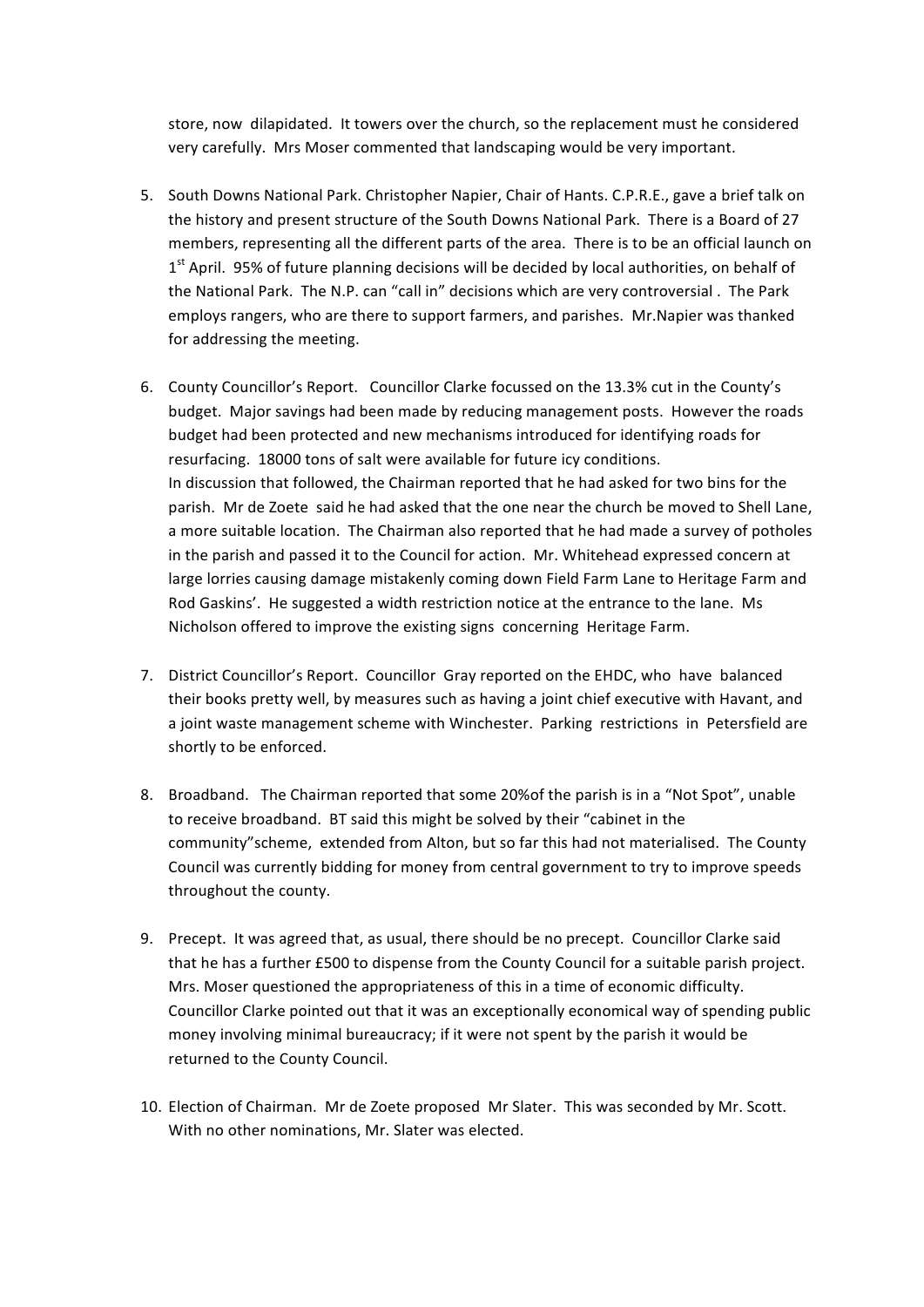store, now dilapidated. It towers over the church, so the replacement must he considered very carefully. Mrs Moser commented that landscaping would be very important.

5. South Downs National Park. Christopher Napier, Chair of Hants. C.P.R.E., gave a brief talk on the history and present structure of the South Downs National Park. There is a Board of 27 members, representing all the different parts of the area. There is to be an official launch on 1st April. 95% of future planning decisions will be decided by local authorities, on behalf of the National Park. The N.P. can "call in" decisions which are very controversial . The Park employs rangers, who are there to support farmers, and parishes. Mr.Napier was thanked for addressing the meeting.

6. County Councillor's Report. Councillor Clarke focussed on the 13.3% cut in the County's budget. Major savings had been made by reducing management posts. However the roads budget had been protected and new mechanisms introduced for identifying roads for resurfacing. 18000 tons of salt were available for future icy conditions.
   In discussion that followed, the Chairman reported that he had asked for two bins for the parish. Mr de Zoete said he had asked that the one near the church be moved to Shell Lane, a more suitable location. The Chairman also reported that he had made a survey of potholes in the parish and passed it to the Council for action. Mr. Whitehead expressed concern at large lorries causing damage mistakenly coming down Field Farm Lane to Heritage Farm and Rod Gaskins'. He suggested a width restriction notice at the entrance to the lane. Ms Nicholson offered to improve the existing signs concerning Heritage Farm.

7. District Councillor's Report. Councillor Gray reported on the EHDC, who have balanced their books pretty well, by measures such as having a joint chief executive with Havant, and a joint waste management scheme with Winchester. Parking restrictions in Petersfield are shortly to be enforced.

8. Broadband. The Chairman reported that some 20%of the parish is in a "Not Spot", unable to receive broadband. BT said this might be solved by their "cabinet in the community"scheme, extended from Alton, but so far this had not materialised. The County Council was currently bidding for money from central government to try to improve speeds throughout the county.

9. Precept. It was agreed that, as usual, there should be no precept. Councillor Clarke said that he has a further £500 to dispense from the County Council for a suitable parish project. Mrs. Moser questioned the appropriateness of this in a time of economic difficulty. Councillor Clarke pointed out that it was an exceptionally economical way of spending public money involving minimal bureaucracy; if it were not spent by the parish it would be returned to the County Council.

10. Election of Chairman. Mr de Zoete proposed Mr Slater. This was seconded by Mr. Scott. With no other nominations, Mr. Slater was elected.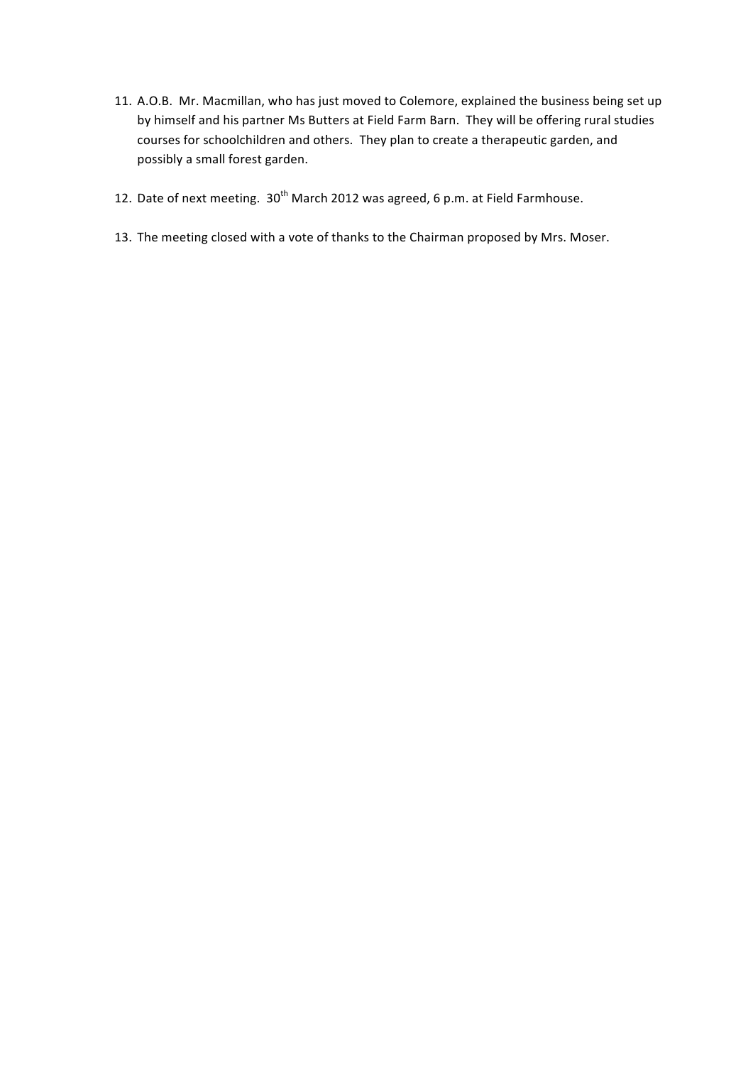11. A.O.B. Mr. Macmillan, who has just moved to Colemore, explained the business being set up by himself and his partner Ms Butters at Field Farm Barn. They will be offering rural studies courses for schoolchildren and others. They plan to create a therapeutic garden, and possibly a small forest garden.

12. Date of next meeting. 30th March 2012 was agreed, 6 p.m. at Field Farmhouse.

13. The meeting closed with a vote of thanks to the Chairman proposed by Mrs. Moser.